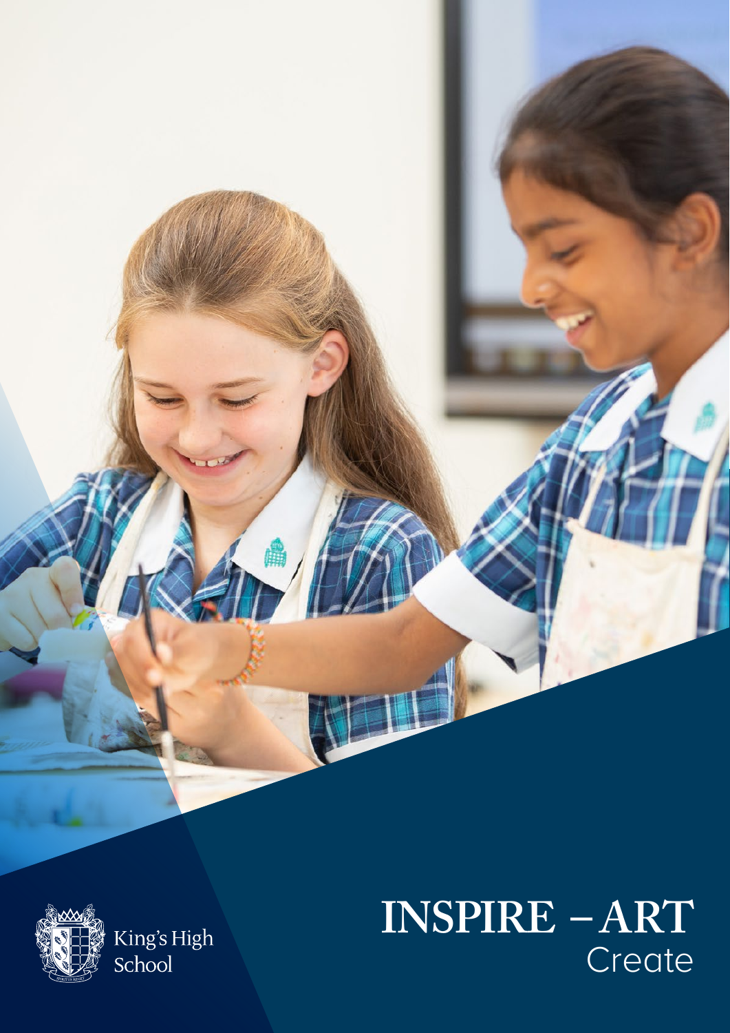# INSPIRE – ART

## Create

King's High School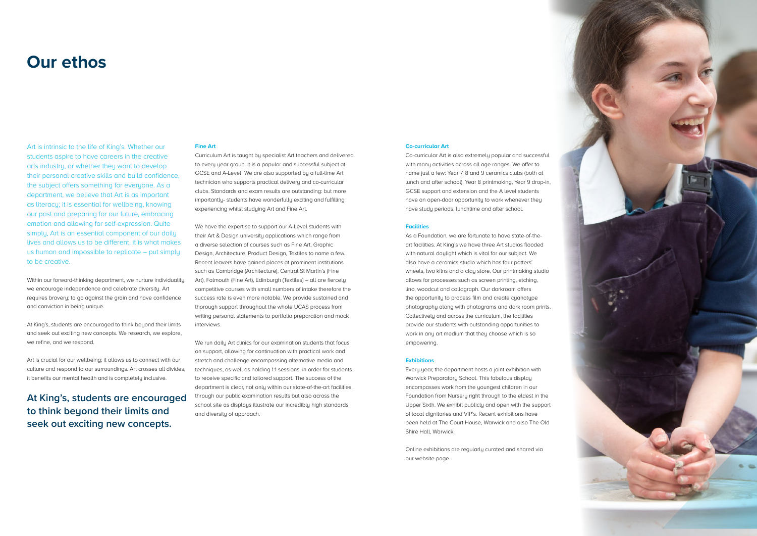# Our ethos

Art is intrinsic to the life of King's. Whether our students aspire to have careers in the creative arts industry, or whether they want to develop their personal creative skills and build confidence, the subject offers something for everyone. As a department, we believe that Art is as important as literacy; it is essential for wellbeing, knowing our past and preparing for our future, embracing emotion and allowing for self-expression. Quite simply, Art is an essential component of our daily lives and allows us to be different, it is what makes us human and impossible to replicate – put simply to be creative.

Within our forward-thinking department, we nurture individuality, we encourage independence and celebrate diversity. Art requires bravery; to go against the grain and have confidence and conviction in being unique.

At King's, students are encouraged to think beyond their limits and seek out exciting new concepts. We research, we explore, we refine, and we respond.

Art is crucial for our wellbeing; it allows us to connect with our culture and respond to our surroundings. Art crosses all divides, it benefits our mental health and is completely inclusive.

**At King's, students are encouraged to think beyond their limits and seek out exciting new concepts.**

#### Fine Art

Curriculum Art is taught by specialist Art teachers and delivered to every year group. It is a popular and successful subject at GCSE and A-Level We are also supported by a full-time Art technician who supports practical delivery and co-curricular clubs. Standards and exam results are outstanding: but more importantly- students have wonderfully exciting and fulfilling experiencing whilst studying Art and Fine Art.

We have the expertise to support our A-Level students with their Art & Design university applications which range from a diverse selection of courses such as Fine Art, Graphic Design, Architecture, Product Design, Textiles to name a few. Recent leavers have gained places at prominent institutions such as Cambridge (Architecture), Central St Martin's (Fine Art), Falmouth (Fine Art), Edinburgh (Textiles) – all are fiercely competitive courses with small numbers of intake therefore the success rate is even more notable. We provide sustained and thorough support throughout the whole UCAS process from writing personal statements to portfolio preparation and mock interviews.

We run daily Art clinics for our examination students that focus on support, allowing for continuation with practical work and stretch and challenge encompassing alternative media and techniques, as well as holding 1:1 sessions, in order for students to receive specific and tailored support. The success of the department is clear, not only within our state-of-the-art facilities, through our public examination results but also across the school site as displays illustrate our incredibly high standards and diversity of approach.

#### Co-curricular Art

Co-curricular Art is also extremely popular and successful with many activities across all age ranges. We offer to name just a few: Year 7, 8 and 9 ceramics clubs (both at lunch and after school), Year 8 printmaking, Year 9 drop-in, GCSE support and extension and the A level students have an open-door opportunity to work whenever they have study periods, lunchtime and after school.

#### Facilities

As a Foundation, we are fortunate to have state-of-the-art facilities. At King's we have three Art studios flooded with natural daylight which is vital for our subject. We also have a ceramics studio which has four potters' wheels, two kilns and a clay store. Our printmaking studio allows for processes such as screen printing, etching, lino, woodcut and collagraph. Our darkroom offers the opportunity to process film and create cyanotype photography along with photograms and dark room prints. Collectively and across the curriculum, the facilities provide our students with outstanding opportunities to work in any art medium that they choose which is so empowering.

#### Exhibitions

Every year, the department hosts a joint exhibition with Warwick Preparatory School. This fabulous display encompasses work from the youngest children in our Foundation from Nursery right through to the eldest in the Upper Sixth. We exhibit publicly and open with the support of local dignitaries and VIP's. Recent exhibitions have been held at The Court House, Warwick and also The Old Shire Hall, Warwick.

Online exhibitions are regularly curated and shared via our website page.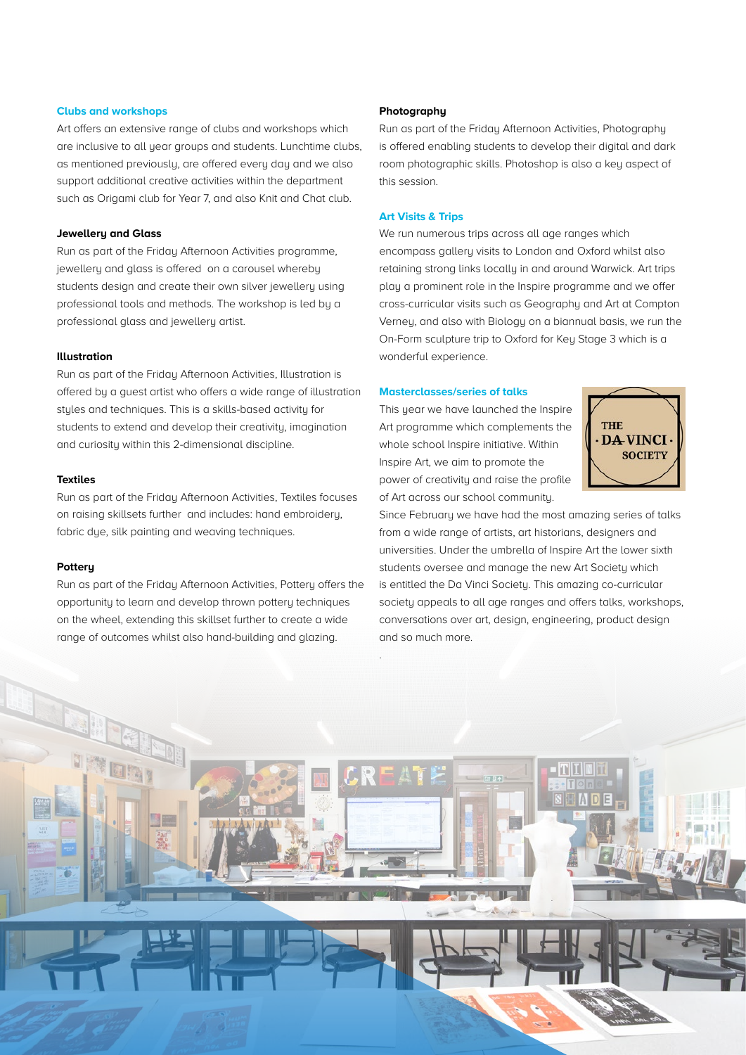## Clubs and workshops

Art offers an extensive range of clubs and workshops which are inclusive to all year groups and students. Lunchtime clubs, as mentioned previously, are offered every day and we also support additional creative activities within the department such as Origami club for Year 7, and also Knit and Chat club.

### Jewellery and Glass

Run as part of the Friday Afternoon Activities programme, jewellery and glass is offered on a carousel whereby students design and create their own silver jewellery using professional tools and methods. The workshop is led by a professional glass and jewellery artist.

### Illustration

Run as part of the Friday Afternoon Activities, Illustration is offered by a guest artist who offers a wide range of illustration styles and techniques. This is a skills-based activity for students to extend and develop their creativity, imagination and curiosity within this 2-dimensional discipline.

### Textiles

Run as part of the Friday Afternoon Activities, Textiles focuses on raising skillsets further and includes: hand embroidery, fabric dye, silk painting and weaving techniques.

### Pottery

Run as part of the Friday Afternoon Activities, Pottery offers the opportunity to learn and develop thrown pottery techniques on the wheel, extending this skillset further to create a wide range of outcomes whilst also hand-building and glazing.

### Photography

Run as part of the Friday Afternoon Activities, Photography is offered enabling students to develop their digital and dark room photographic skills. Photoshop is also a key aspect of this session.

## Art Visits & Trips

We run numerous trips across all age ranges which encompass gallery visits to London and Oxford whilst also retaining strong links locally in and around Warwick. Art trips play a prominent role in the Inspire programme and we offer cross-curricular visits such as Geography and Art at Compton Verney, and also with Biology on a biannual basis, we run the On-Form sculpture trip to Oxford for Key Stage 3 which is a wonderful experience.

## Masterclasses/series of talks

THE DA VINCI SOCIETY

This year we have launched the Inspire Art programme which complements the whole school Inspire initiative. Within Inspire Art, we aim to promote the power of creativity and raise the profile of Art across our school community.

Since February we have had the most amazing series of talks from a wide range of artists, art historians, designers and universities. Under the umbrella of Inspire Art the lower sixth students oversee and manage the new Art Society which is entitled the Da Vinci Society. This amazing co-curricular society appeals to all age ranges and offers talks, workshops, conversations over art, design, engineering, product design and so much more.